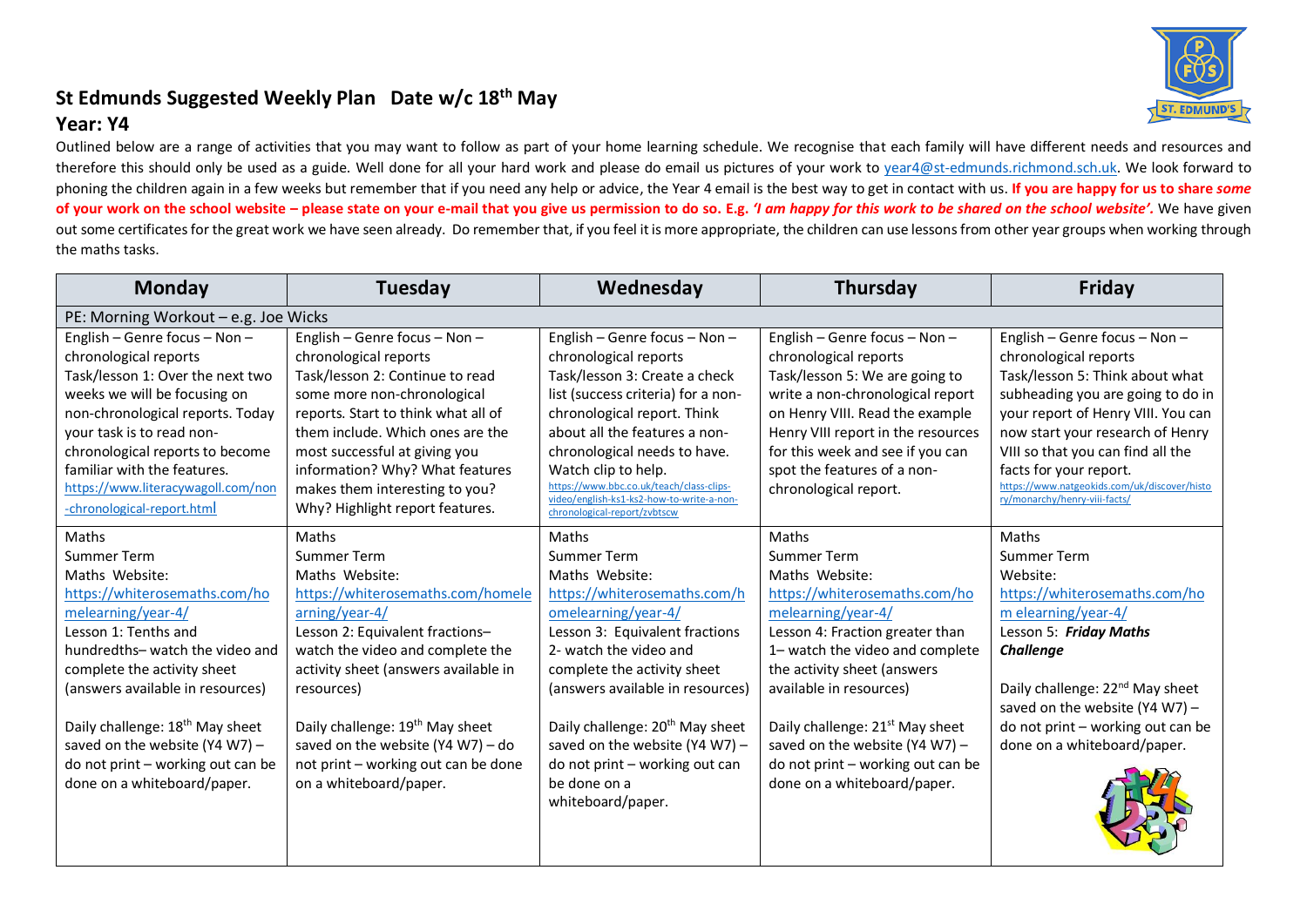## St Edmunds Suggested Weekly Plan   Date w/c 18th May

## Year: Y4

Outlined below are a range of activities that you may want to follow as part of your home learning schedule. We recognise that each family will have different needs and resources and therefore this should only be used as a guide. Well done for all your hard work and please do email us pictures of your work to year4@st-edmunds.richmond.sch.uk. We look forward to phoning the children again in a few weeks but remember that if you need any help or advice, the Year 4 email is the best way to get in contact with us. **If you are happy for us to share *some* of your work on the school website – please state on your e-mail that you give us permission to do so. E.g. *'I am happy for this work to be shared on the school website'.*** We have given out some certificates for the great work we have seen already. Do remember that, if you feel it is more appropriate, the children can use lessons from other year groups when working through the maths tasks.

| Monday | Tuesday | Wednesday | Thursday | Friday |
|---|---|---|---|---|
| PE: Morning Workout – e.g. Joe Wicks | | | | |
| English – Genre focus – Non – chronological reports<br>Task/lesson 1: Over the next two weeks we will be focusing on non-chronological reports. Today your task is to read non-chronological reports to become familiar with the features.<br>https://www.literacywagoll.com/non-chronological-report.html | English – Genre focus – Non – chronological reports<br>Task/lesson 2: Continue to read some more non-chronological reports. Start to think what all of them include. Which ones are the most successful at giving you information? Why? What features makes them interesting to you? Why? Highlight report features. | English – Genre focus – Non – chronological reports<br>Task/lesson 3: Create a check list (success criteria) for a non-chronological report. Think about all the features a non-chronological needs to have. Watch clip to help.<br>https://www.bbc.co.uk/teach/class-clips-video/english-ks1-ks2-how-to-write-a-non-chronological-report/zvbtscw | English – Genre focus – Non – chronological reports<br>Task/lesson 5: We are going to write a non-chronological report on Henry VIII. Read the example Henry VIII report in the resources for this week and see if you can spot the features of a non-chronological report. | English – Genre focus – Non – chronological reports<br>Task/lesson 5: Think about what subheading you are going to do in your report of Henry VIII. You can now start your research of Henry VIII so that you can find all the facts for your report.<br>https://www.natgeokids.com/uk/discover/history/monarchy/henry-viii-facts/ |
| Maths<br>Summer Term<br>Maths Website:<br>https://whiterosemaths.com/homelearning/year-4/<br>Lesson 1: Tenths and hundredths– watch the video and complete the activity sheet (answers available in resources)<br><br>Daily challenge: 18th May sheet saved on the website (Y4 W7) – do not print – working out can be done on a whiteboard/paper. | Maths<br>Summer Term<br>Maths Website:<br>https://whiterosemaths.com/homelearning/year-4/<br>Lesson 2: Equivalent fractions– watch the video and complete the activity sheet (answers available in resources)<br><br>Daily challenge: 19th May sheet saved on the website (Y4 W7) – do not print – working out can be done on a whiteboard/paper. | Maths<br>Summer Term<br>Maths Website:<br>https://whiterosemaths.com/homelearning/year-4/<br>Lesson 3: Equivalent fractions 2- watch the video and complete the activity sheet (answers available in resources)<br><br>Daily challenge: 20th May sheet saved on the website (Y4 W7) – do not print – working out can be done on a whiteboard/paper. | Maths<br>Summer Term<br>Maths Website:<br>https://whiterosemaths.com/homelearning/year-4/<br>Lesson 4: Fraction greater than 1– watch the video and complete the activity sheet (answers available in resources)<br><br>Daily challenge: 21st May sheet saved on the website (Y4 W7) – do not print – working out can be done on a whiteboard/paper. | Maths<br>Summer Term<br>Website:<br>https://whiterosemaths.com/hom elearning/year-4/<br>Lesson 5: ***Friday Maths Challenge***<br><br>Daily challenge: 22nd May sheet saved on the website (Y4 W7) – do not print – working out can be done on a whiteboard/paper. |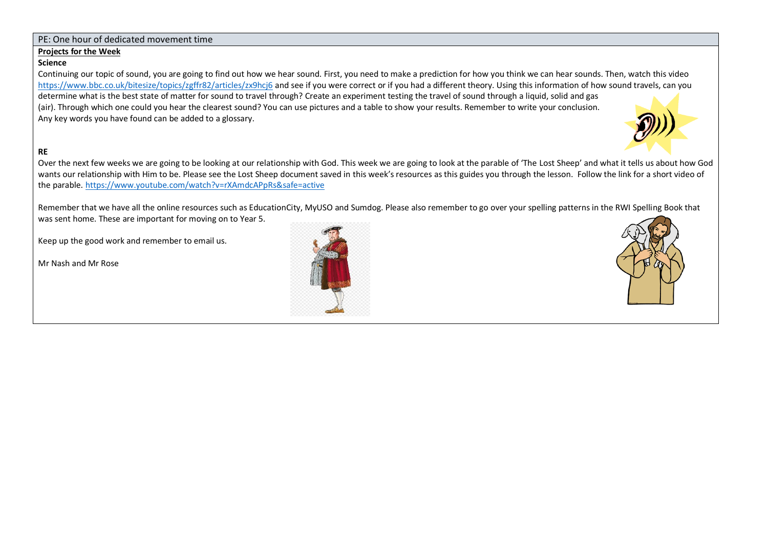PE: One hour of dedicated movement time

**Projects for the Week**

**Science**

Continuing our topic of sound, you are going to find out how we hear sound. First, you need to make a prediction for how you think we can hear sounds. Then, watch this video https://www.bbc.co.uk/bitesize/topics/zgffr82/articles/zx9hcj6 and see if you were correct or if you had a different theory. Using this information of how sound travels, can you determine what is the best state of matter for sound to travel through? Create an experiment testing the travel of sound through a liquid, solid and gas (air). Through which one could you hear the clearest sound? You can use pictures and a table to show your results. Remember to write your conclusion. Any key words you have found can be added to a glossary.

**RE**

Over the next few weeks we are going to be looking at our relationship with God. This week we are going to look at the parable of 'The Lost Sheep' and what it tells us about how God wants our relationship with Him to be. Please see the Lost Sheep document saved in this week's resources as this guides you through the lesson. Follow the link for a short video of the parable. https://www.youtube.com/watch?v=rXAmdcAPpRs&safe=active

Remember that we have all the online resources such as EducationCity, MyUSO and Sumdog. Please also remember to go over your spelling patterns in the RWI Spelling Book that was sent home. These are important for moving on to Year 5.

Keep up the good work and remember to email us.

Mr Nash and Mr Rose